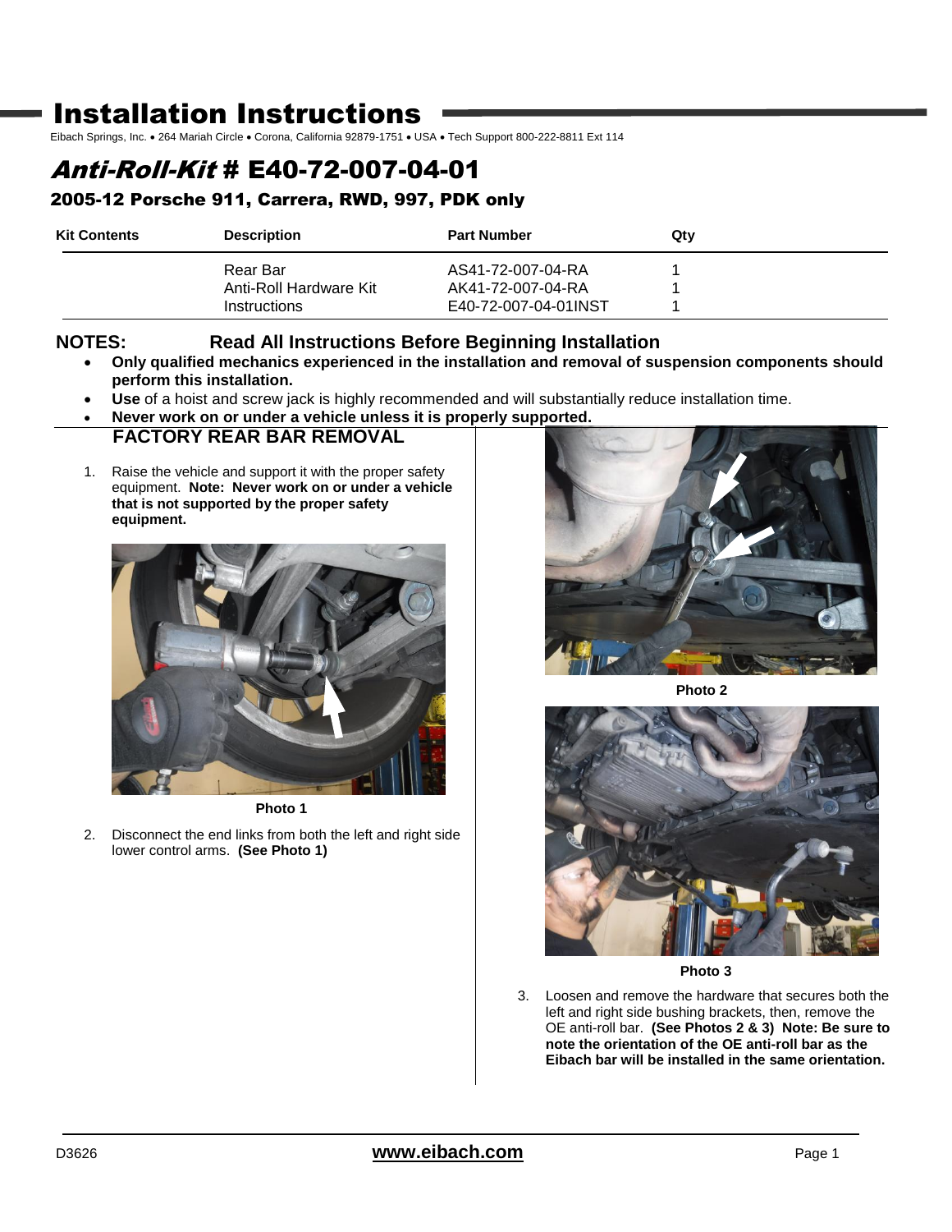# Installation Instructions

Eibach Springs, Inc. • 264 Mariah Circle • Corona, California 92879-1751 • USA • Tech Support 800-222-8811 Ext 114

## *Anti-Roll-Kit* # E40-72-007-04-01

### 2005-12 Porsche 911, Carrera, RWD, 997, PDK only

| Kit Contents | Description | Part Number | Qty |
|---|---|---|---|
| | Rear Bar | AS41-72-007-04-RA | 1 |
| | Anti-Roll Hardware Kit | AK41-72-007-04-RA | 1 |
| | Instructions | E40-72-007-04-01INST | 1 |

**NOTES: Read All Instructions Before Beginning Installation**

- **Only qualified mechanics experienced in the installation and removal of suspension components should perform this installation.**
- **Use** of a hoist and screw jack is highly recommended and will substantially reduce installation time.
- **Never work on or under a vehicle unless it is properly supported.**

### FACTORY REAR BAR REMOVAL

1. Raise the vehicle and support it with the proper safety equipment. **Note: Never work on or under a vehicle that is not supported by the proper safety equipment.**

**Photo 1**

2. Disconnect the end links from both the left and right side lower control arms. **(See Photo 1)**

**Photo 2**

**Photo 3**

3. Loosen and remove the hardware that secures both the left and right side bushing brackets, then, remove the OE anti-roll bar. **(See Photos 2 & 3) Note: Be sure to note the orientation of the OE anti-roll bar as the Eibach bar will be installed in the same orientation.**

D3626 **www.eibach.com**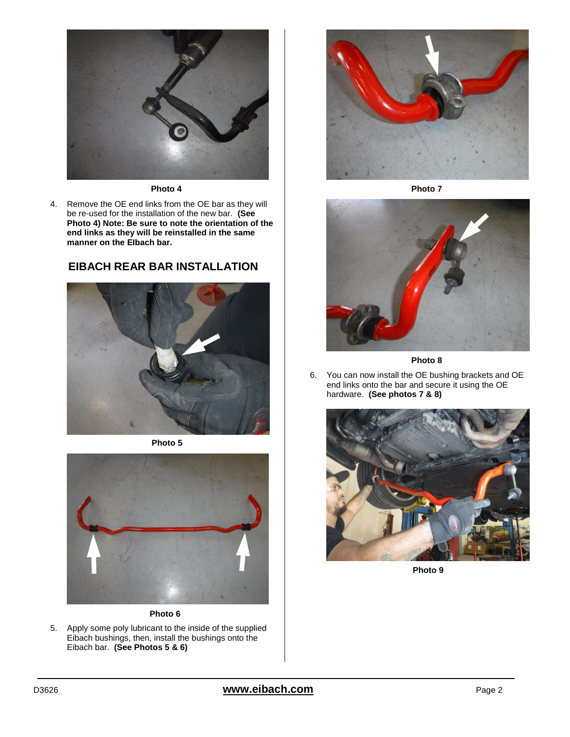Photo 4

4. Remove the OE end links from the OE bar as they will be re-used for the installation of the new bar. **(See Photo 4) Note: Be sure to note the orientation of the end links as they will be reinstalled in the same manner on the Elbach bar.**

## EIBACH REAR BAR INSTALLATION

Photo 5

Photo 6

5. Apply some poly lubricant to the inside of the supplied Eibach bushings, then, install the bushings onto the Eibach bar. **(See Photos 5 & 6)**

Photo 7

Photo 8

6. You can now install the OE bushing brackets and OE end links onto the bar and secure it using the OE hardware. **(See photos 7 & 8)**

Photo 9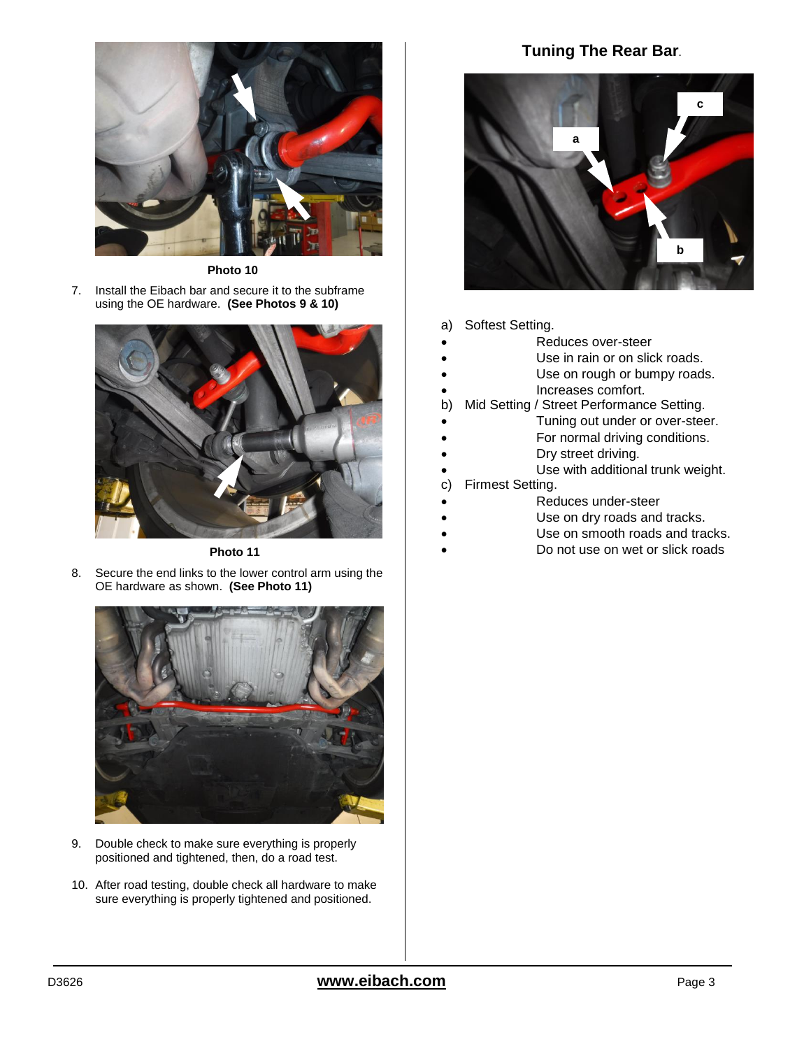Photo 10

7. Install the Eibach bar and secure it to the subframe using the OE hardware. **(See Photos 9 & 10)**

Photo 11

8. Secure the end links to the lower control arm using the OE hardware as shown. **(See Photo 11)**

9. Double check to make sure everything is properly positioned and tightened, then, do a road test.

10. After road testing, double check all hardware to make sure everything is properly tightened and positioned.

## Tuning The Rear Bar.

a) Softest Setting.
- Reduces over-steer
- Use in rain or on slick roads.
- Use on rough or bumpy roads.
- Increases comfort.

b) Mid Setting / Street Performance Setting.
- Tuning out under or over-steer.
- For normal driving conditions.
- Dry street driving.
- Use with additional trunk weight.

c) Firmest Setting.
- Reduces under-steer
- Use on dry roads and tracks.
- Use on smooth roads and tracks.
- Do not use on wet or slick roads

D3626 www.eibach.com